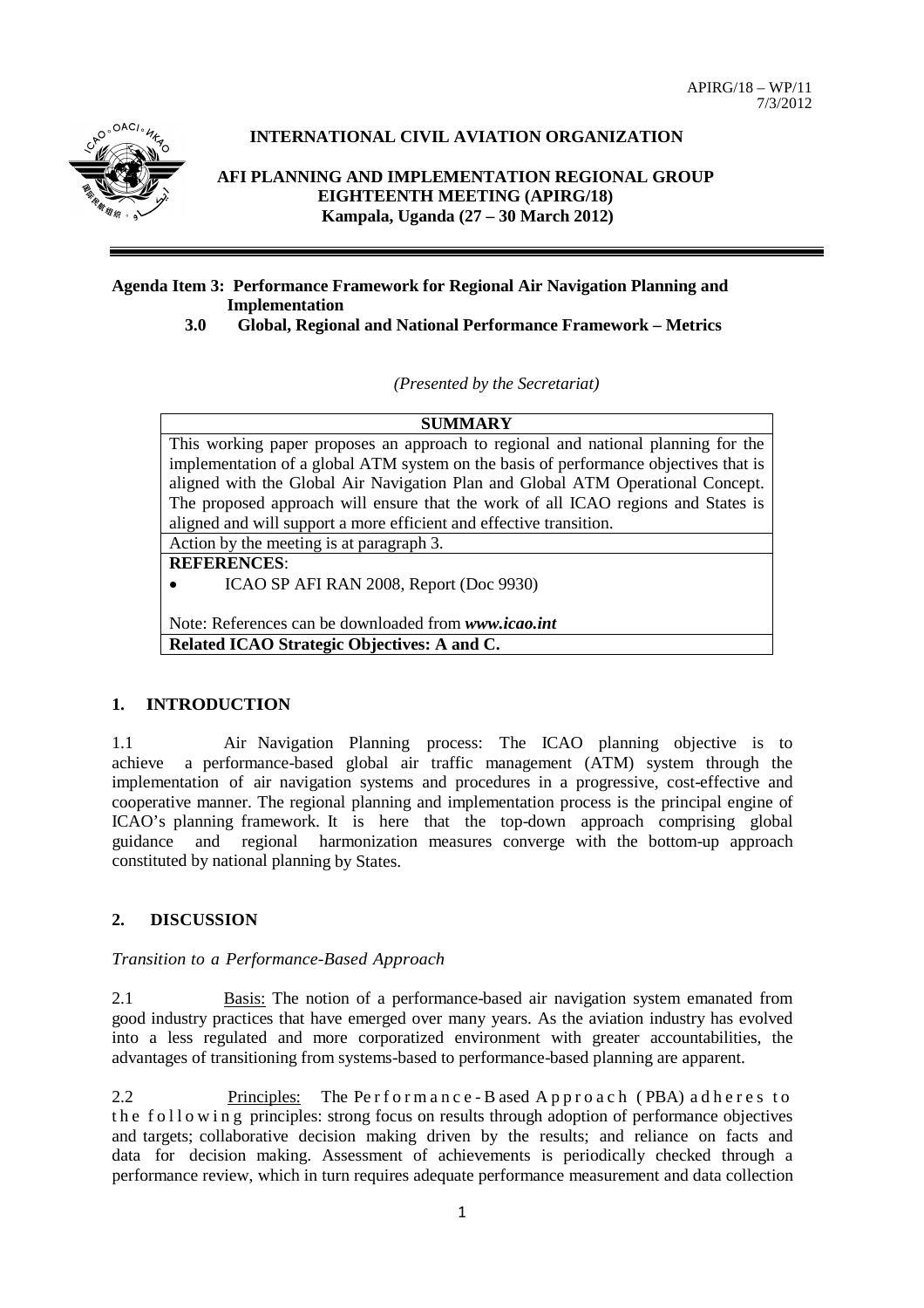APIRG/18 – WP/11
7/3/2012

**INTERNATIONAL CIVIL AVIATION ORGANIZATION**

**AFI PLANNING AND IMPLEMENTATION REGIONAL GROUP EIGHTEENTH MEETING (APIRG/18)**
**Kampala, Uganda (27 – 30 March 2012)**

---

**Agenda Item 3: Performance Framework for Regional Air Navigation Planning and Implementation**
**3.0 Global, Regional and National Performance Framework – Metrics**

*(Presented by the Secretariat)*

| **SUMMARY** |
|---|
| This working paper proposes an approach to regional and national planning for the implementation of a global ATM system on the basis of performance objectives that is aligned with the Global Air Navigation Plan and Global ATM Operational Concept. The proposed approach will ensure that the work of all ICAO regions and States is aligned and will support a more efficient and effective transition. |
| Action by the meeting is at paragraph 3. |
| **REFERENCES**:<br>• ICAO SP AFI RAN 2008, Report (Doc 9930)<br><br>Note: References can be downloaded from ***www.icao.int*** |
| **Related ICAO Strategic Objectives: A and C.** |

## 1. INTRODUCTION

1.1 Air Navigation Planning process: The ICAO planning objective is to achieve a performance-based global air traffic management (ATM) system through the implementation of air navigation systems and procedures in a progressive, cost-effective and cooperative manner. The regional planning and implementation process is the principal engine of ICAO's planning framework. It is here that the top-down approach comprising global guidance and regional harmonization measures converge with the bottom-up approach constituted by national planning by States.

## 2. DISCUSSION

*Transition to a Performance-Based Approach*

2.1 Basis: The notion of a performance-based air navigation system emanated from good industry practices that have emerged over many years. As the aviation industry has evolved into a less regulated and more corporatized environment with greater accountabilities, the advantages of transitioning from systems-based to performance-based planning are apparent.

2.2 Principles: The Performance-Based Approach (PBA) adheres to the following principles: strong focus on results through adoption of performance objectives and targets; collaborative decision making driven by the results; and reliance on facts and data for decision making. Assessment of achievements is periodically checked through a performance review, which in turn requires adequate performance measurement and data collection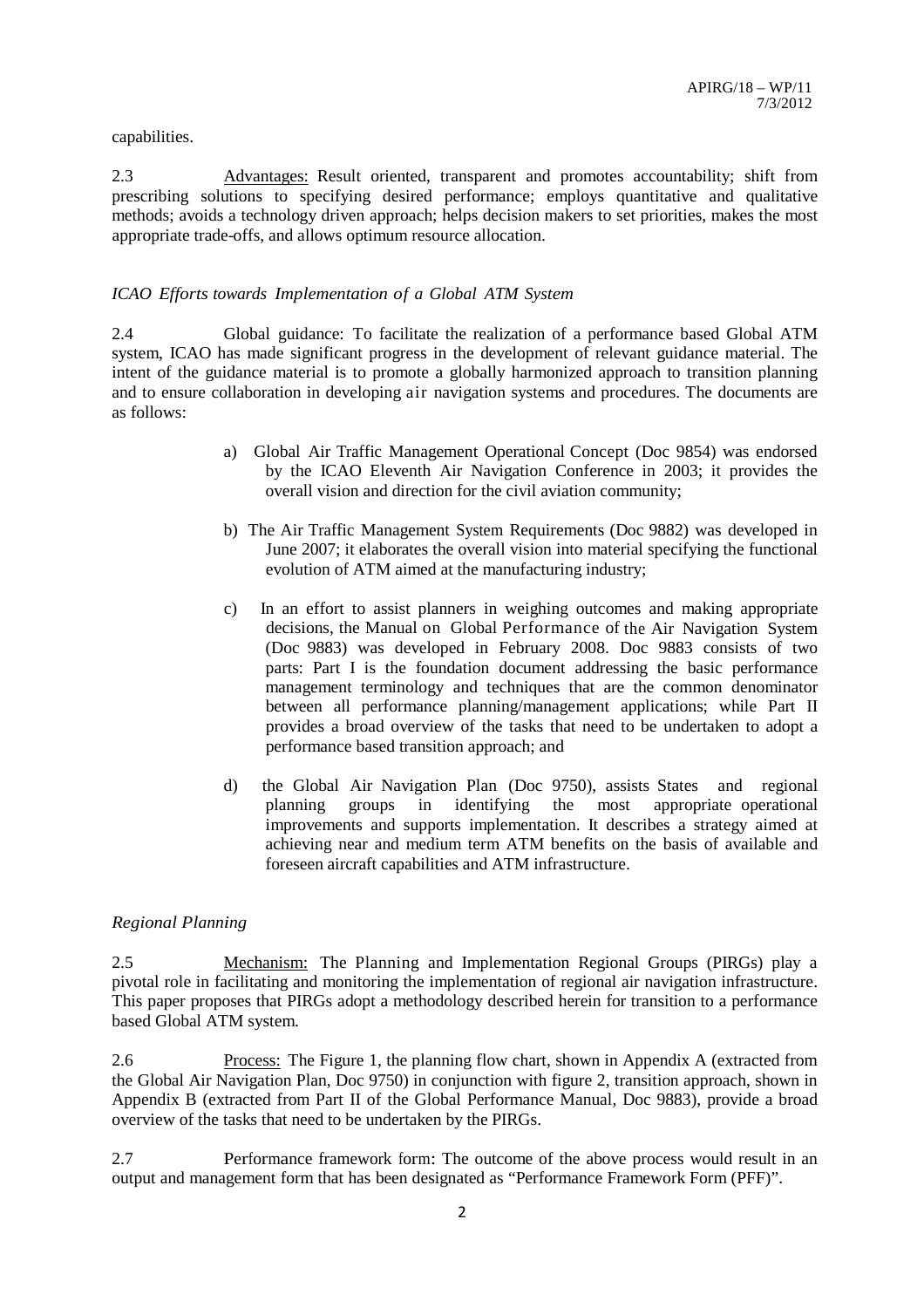capabilities.

2.3 Advantages: Result oriented, transparent and promotes accountability; shift from prescribing solutions to specifying desired performance; employs quantitative and qualitative methods; avoids a technology driven approach; helps decision makers to set priorities, makes the most appropriate trade-offs, and allows optimum resource allocation.

*ICAO Efforts towards Implementation of a Global ATM System*

2.4 Global guidance: To facilitate the realization of a performance based Global ATM system, ICAO has made significant progress in the development of relevant guidance material. The intent of the guidance material is to promote a globally harmonized approach to transition planning and to ensure collaboration in developing air navigation systems and procedures. The documents are as follows:

a) Global Air Traffic Management Operational Concept (Doc 9854) was endorsed by the ICAO Eleventh Air Navigation Conference in 2003; it provides the overall vision and direction for the civil aviation community;

b) The Air Traffic Management System Requirements (Doc 9882) was developed in June 2007; it elaborates the overall vision into material specifying the functional evolution of ATM aimed at the manufacturing industry;

c) In an effort to assist planners in weighing outcomes and making appropriate decisions, the Manual on Global Performance of the Air Navigation System (Doc 9883) was developed in February 2008. Doc 9883 consists of two parts: Part I is the foundation document addressing the basic performance management terminology and techniques that are the common denominator between all performance planning/management applications; while Part II provides a broad overview of the tasks that need to be undertaken to adopt a performance based transition approach; and

d) the Global Air Navigation Plan (Doc 9750), assists States and regional planning groups in identifying the most appropriate operational improvements and supports implementation. It describes a strategy aimed at achieving near and medium term ATM benefits on the basis of available and foreseen aircraft capabilities and ATM infrastructure.

*Regional Planning*

2.5 Mechanism: The Planning and Implementation Regional Groups (PIRGs) play a pivotal role in facilitating and monitoring the implementation of regional air navigation infrastructure. This paper proposes that PIRGs adopt a methodology described herein for transition to a performance based Global ATM system.

2.6 Process: The Figure 1, the planning flow chart, shown in Appendix A (extracted from the Global Air Navigation Plan, Doc 9750) in conjunction with figure 2, transition approach, shown in Appendix B (extracted from Part II of the Global Performance Manual, Doc 9883), provide a broad overview of the tasks that need to be undertaken by the PIRGs.

2.7 Performance framework form: The outcome of the above process would result in an output and management form that has been designated as "Performance Framework Form (PFF)".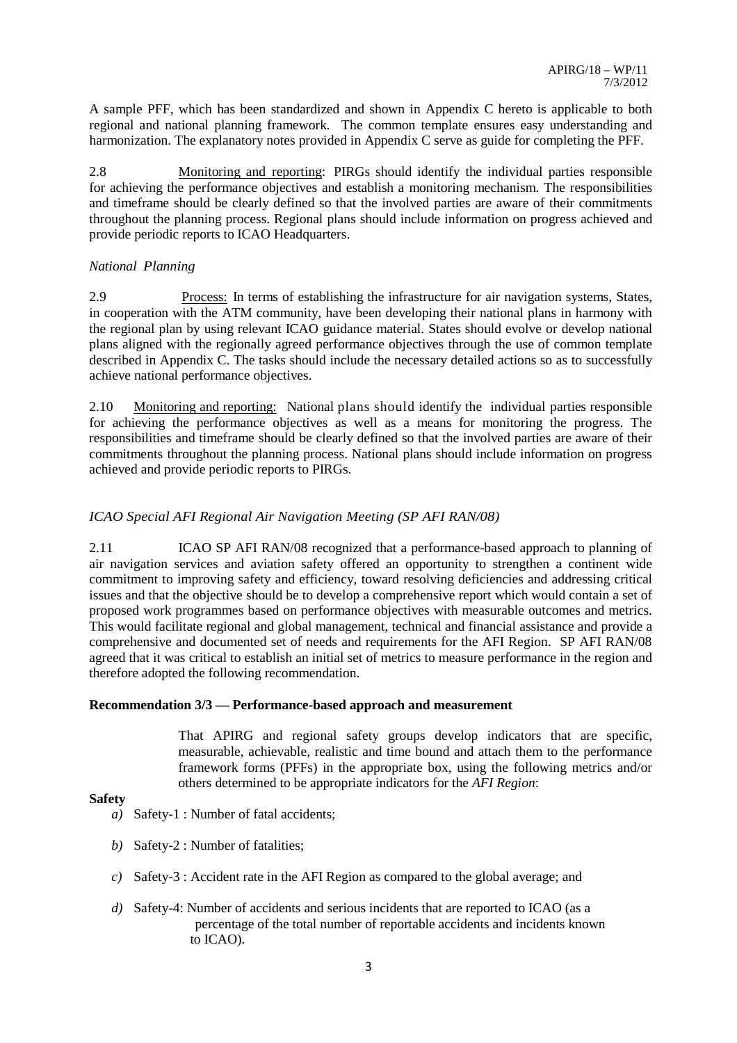A sample PFF, which has been standardized and shown in Appendix C hereto is applicable to both regional and national planning framework. The common template ensures easy understanding and harmonization. The explanatory notes provided in Appendix C serve as guide for completing the PFF.

2.8 Monitoring and reporting: PIRGs should identify the individual parties responsible for achieving the performance objectives and establish a monitoring mechanism. The responsibilities and timeframe should be clearly defined so that the involved parties are aware of their commitments throughout the planning process. Regional plans should include information on progress achieved and provide periodic reports to ICAO Headquarters.

*National Planning*

2.9 Process: In terms of establishing the infrastructure for air navigation systems, States, in cooperation with the ATM community, have been developing their national plans in harmony with the regional plan by using relevant ICAO guidance material. States should evolve or develop national plans aligned with the regionally agreed performance objectives through the use of common template described in Appendix C. The tasks should include the necessary detailed actions so as to successfully achieve national performance objectives.

2.10 Monitoring and reporting: National plans should identify the individual parties responsible for achieving the performance objectives as well as a means for monitoring the progress. The responsibilities and timeframe should be clearly defined so that the involved parties are aware of their commitments throughout the planning process. National plans should include information on progress achieved and provide periodic reports to PIRGs.

*ICAO Special AFI Regional Air Navigation Meeting (SP AFI RAN/08)*

2.11 ICAO SP AFI RAN/08 recognized that a performance-based approach to planning of air navigation services and aviation safety offered an opportunity to strengthen a continent wide commitment to improving safety and efficiency, toward resolving deficiencies and addressing critical issues and that the objective should be to develop a comprehensive report which would contain a set of proposed work programmes based on performance objectives with measurable outcomes and metrics. This would facilitate regional and global management, technical and financial assistance and provide a comprehensive and documented set of needs and requirements for the AFI Region. SP AFI RAN/08 agreed that it was critical to establish an initial set of metrics to measure performance in the region and therefore adopted the following recommendation.

**Recommendation 3/3 — Performance-based approach and measurement**

That APIRG and regional safety groups develop indicators that are specific, measurable, achievable, realistic and time bound and attach them to the performance framework forms (PFFs) in the appropriate box, using the following metrics and/or others determined to be appropriate indicators for the *AFI Region*:

**Safety**

*a)* Safety-1 : Number of fatal accidents;

*b)* Safety-2 : Number of fatalities;

*c)* Safety-3 : Accident rate in the AFI Region as compared to the global average; and

*d)* Safety-4: Number of accidents and serious incidents that are reported to ICAO (as a percentage of the total number of reportable accidents and incidents known to ICAO).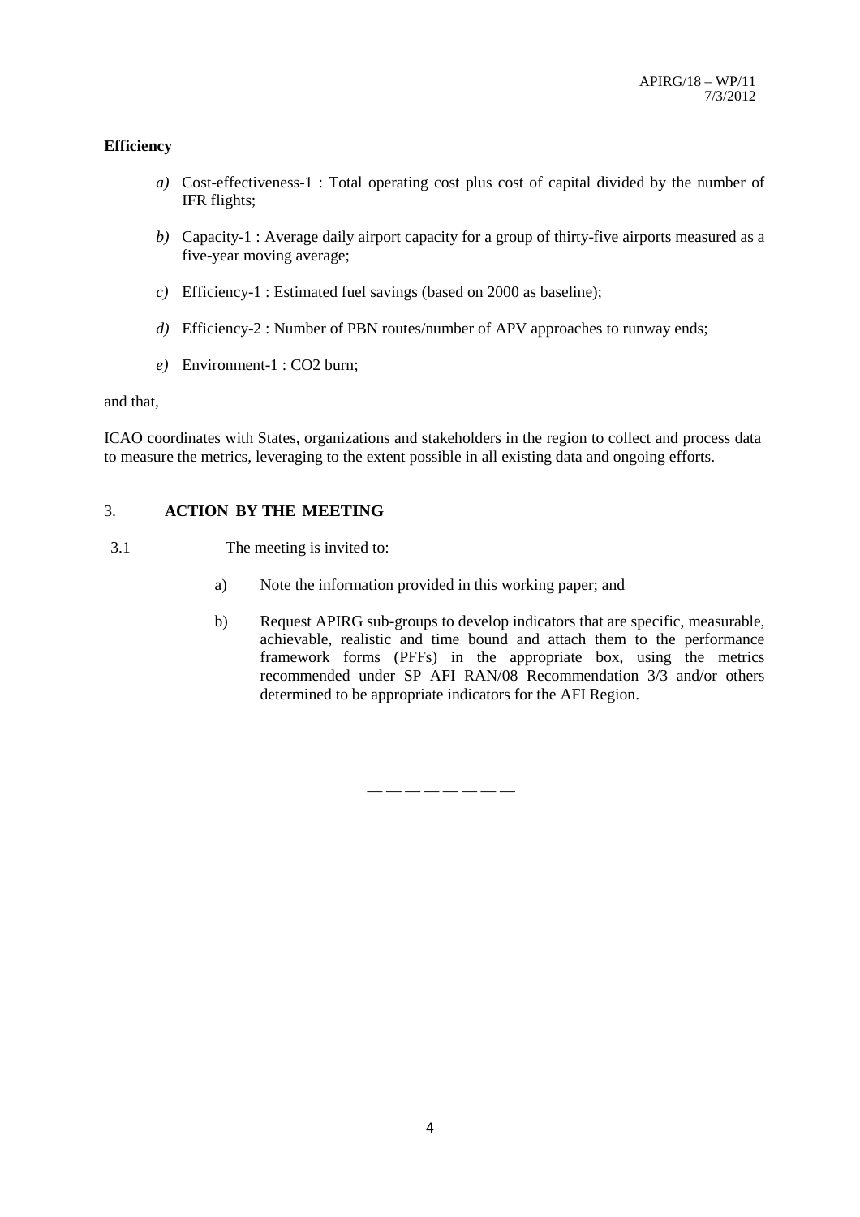**Efficiency**

*a)* Cost-effectiveness-1 : Total operating cost plus cost of capital divided by the number of IFR flights;

*b)* Capacity-1 : Average daily airport capacity for a group of thirty-five airports measured as a five-year moving average;

*c)* Efficiency-1 : Estimated fuel savings (based on 2000 as baseline);

*d)* Efficiency-2 : Number of PBN routes/number of APV approaches to runway ends;

*e)* Environment-1 : $CO_2$ burn;

and that,

ICAO coordinates with States, organizations and stakeholders in the region to collect and process data to measure the metrics, leveraging to the extent possible in all existing data and ongoing efforts.

## 3. ACTION BY THE MEETING

3.1 The meeting is invited to:

a) Note the information provided in this working paper; and

b) Request APIRG sub-groups to develop indicators that are specific, measurable, achievable, realistic and time bound and attach them to the performance framework forms (PFFs) in the appropriate box, using the metrics recommended under SP AFI RAN/08 Recommendation 3/3 and/or others determined to be appropriate indicators for the AFI Region.

— — — — — — — —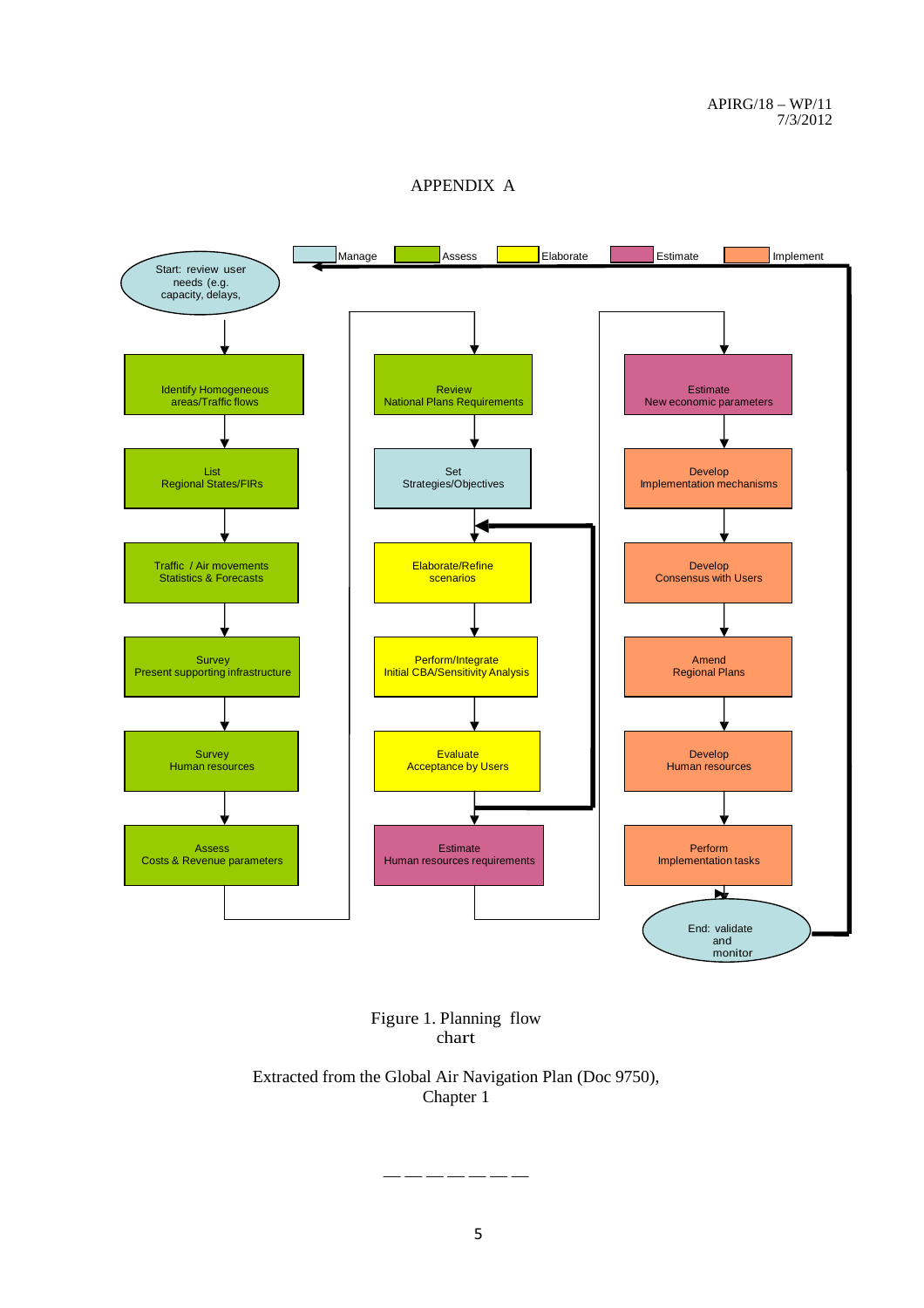# APPENDIX A

**Legend:** Manage | Assess | Elaborate | Estimate | Implement

Start: review user needs (e.g. capacity, delays,

**Assess**
- Identify Homogeneous areas/Traffic flows
- List Regional States/FIRs
- Traffic / Air movements Statistics & Forecasts
- Survey Present supporting infrastructure
- Survey Human resources
- Assess Costs & Revenue parameters

**Review / Manage / Elaborate / Estimate**
- Review National Plans Requirements
- Set Strategies/Objectives
- Elaborate/Refine scenarios
- Perform/Integrate Initial CBA/Sensitivity Analysis
- Evaluate Acceptance by Users (feedback loop to Elaborate/Refine scenarios)
- Estimate Human resources requirements

**Estimate / Implement**
- Estimate New economic parameters
- Develop Implementation mechanisms
- Develop Consensus with Users
- Amend Regional Plans
- Develop Human resources
- Perform Implementation tasks

End: validate and monitor (loop back to Start)

Figure 1. Planning flow chart

Extracted from the Global Air Navigation Plan (Doc 9750), Chapter 1

— — — — — — —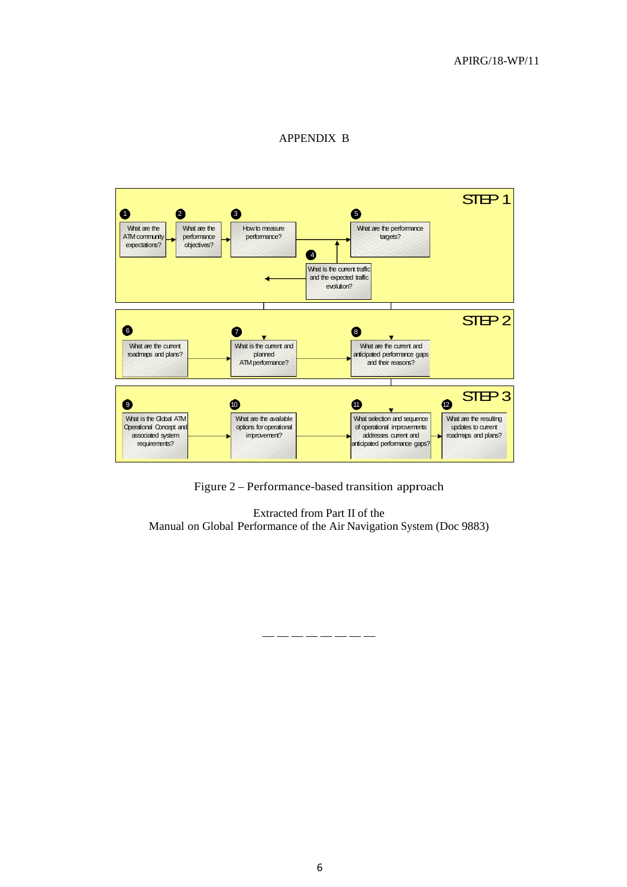# APPENDIX B

**STEP 1**

1. What are the ATM community expectations?
2. What are the performance objectives?
3. How to measure performance?
4. What is the current traffic and the expected traffic evolution?
5. What are the performance targets?

**STEP 2**

6. What are the current roadmaps and plans?
7. What is the current and planned ATM performance?
8. What are the current and anticipated performance gaps and their reasons?

**STEP 3**

9. What is the Global ATM Operational Concept and associated system requirements?
10. What are the available options for operational improvement?
11. What selection and sequence of operational improvements addresses current and anticipated performance gaps?
12. What are the resulting updates to current roadmaps and plans?

Figure 2 – Performance-based transition approach

Extracted from Part II of the
Manual on Global Performance of the Air Navigation System (Doc 9883)

————————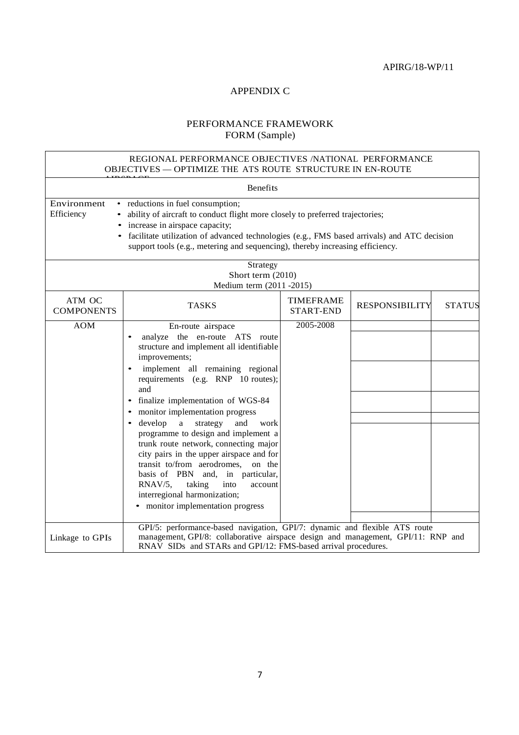APIRG/18-WP/11

## APPENDIX C

## PERFORMANCE FRAMEWORK FORM (Sample)

| REGIONAL PERFORMANCE OBJECTIVES /NATIONAL PERFORMANCE OBJECTIVES — OPTIMIZE THE ATS ROUTE STRUCTURE IN EN-ROUTE AIRSPACE | | | | |
|---|---|---|---|---|
| Benefits | | | | |
| Environment<br>Efficiency | • reductions in fuel consumption;<br>• ability of aircraft to conduct flight more closely to preferred trajectories;<br>• increase in airspace capacity;<br>• facilitate utilization of advanced technologies (e.g., FMS based arrivals) and ATC decision support tools (e.g., metering and sequencing), thereby increasing efficiency. | | | |
| Strategy<br>Short term (2010)<br>Medium term (2011 -2015) | | | | |
| ATM OC COMPONENTS | TASKS | TIMEFRAME START-END | RESPONSIBILITY | STATUS |
| AOM | En-route airspace | 2005-2008 | | |
| | • analyze the en-route ATS route structure and implement all identifiable improvements; | | | |
| | • implement all remaining regional requirements (e.g. RNP 10 routes); and | | | |
| | • finalize implementation of WGS-84 | | | |
| | • monitor implementation progress | | | |
| | • develop a strategy and work programme to design and implement a trunk route network, connecting major city pairs in the upper airspace and for transit to/from aerodromes, on the basis of PBN and, in particular, RNAV/5, taking into account interregional harmonization; | | | |
| | • monitor implementation progress | | | |
| Linkage to GPIs | GPI/5: performance-based navigation, GPI/7: dynamic and flexible ATS route management, GPI/8: collaborative airspace design and management, GPI/11: RNP and RNAV SIDs and STARs and GPI/12: FMS-based arrival procedures. | | | |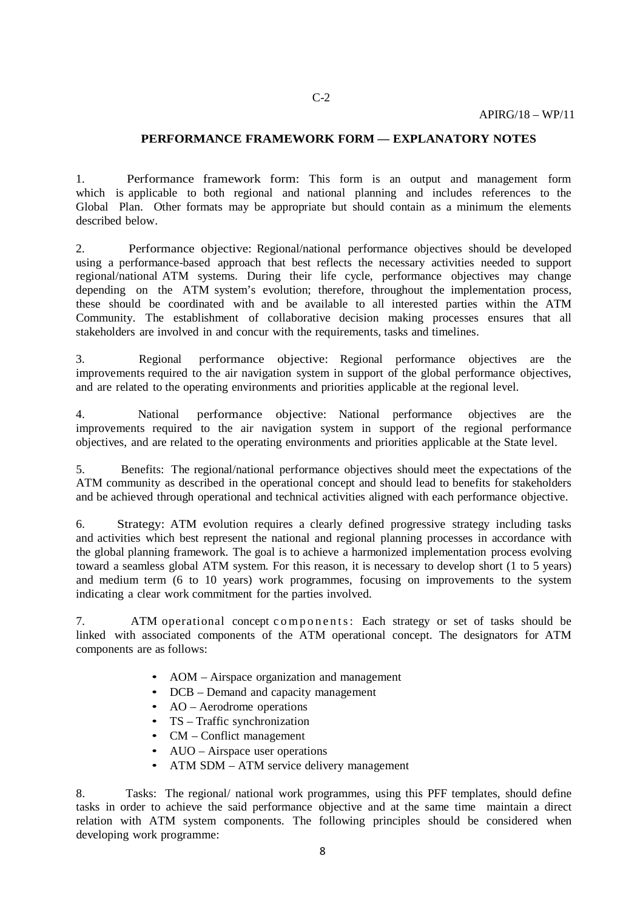## PERFORMANCE FRAMEWORK FORM — EXPLANATORY NOTES

1. Performance framework form: This form is an output and management form which is applicable to both regional and national planning and includes references to the Global Plan. Other formats may be appropriate but should contain as a minimum the elements described below.

2. Performance objective: Regional/national performance objectives should be developed using a performance-based approach that best reflects the necessary activities needed to support regional/national ATM systems. During their life cycle, performance objectives may change depending on the ATM system's evolution; therefore, throughout the implementation process, these should be coordinated with and be available to all interested parties within the ATM Community. The establishment of collaborative decision making processes ensures that all stakeholders are involved in and concur with the requirements, tasks and timelines.

3. Regional performance objective: Regional performance objectives are the improvements required to the air navigation system in support of the global performance objectives, and are related to the operating environments and priorities applicable at the regional level.

4. National performance objective: National performance objectives are the improvements required to the air navigation system in support of the regional performance objectives, and are related to the operating environments and priorities applicable at the State level.

5. Benefits: The regional/national performance objectives should meet the expectations of the ATM community as described in the operational concept and should lead to benefits for stakeholders and be achieved through operational and technical activities aligned with each performance objective.

6. Strategy: ATM evolution requires a clearly defined progressive strategy including tasks and activities which best represent the national and regional planning processes in accordance with the global planning framework. The goal is to achieve a harmonized implementation process evolving toward a seamless global ATM system. For this reason, it is necessary to develop short (1 to 5 years) and medium term (6 to 10 years) work programmes, focusing on improvements to the system indicating a clear work commitment for the parties involved.

7. ATM operational concept components: Each strategy or set of tasks should be linked with associated components of the ATM operational concept. The designators for ATM components are as follows:

- AOM – Airspace organization and management
- DCB – Demand and capacity management
- AO – Aerodrome operations
- TS – Traffic synchronization
- CM – Conflict management
- AUO – Airspace user operations
- ATM SDM – ATM service delivery management

8. Tasks: The regional/ national work programmes, using this PFF templates, should define tasks in order to achieve the said performance objective and at the same time maintain a direct relation with ATM system components. The following principles should be considered when developing work programme: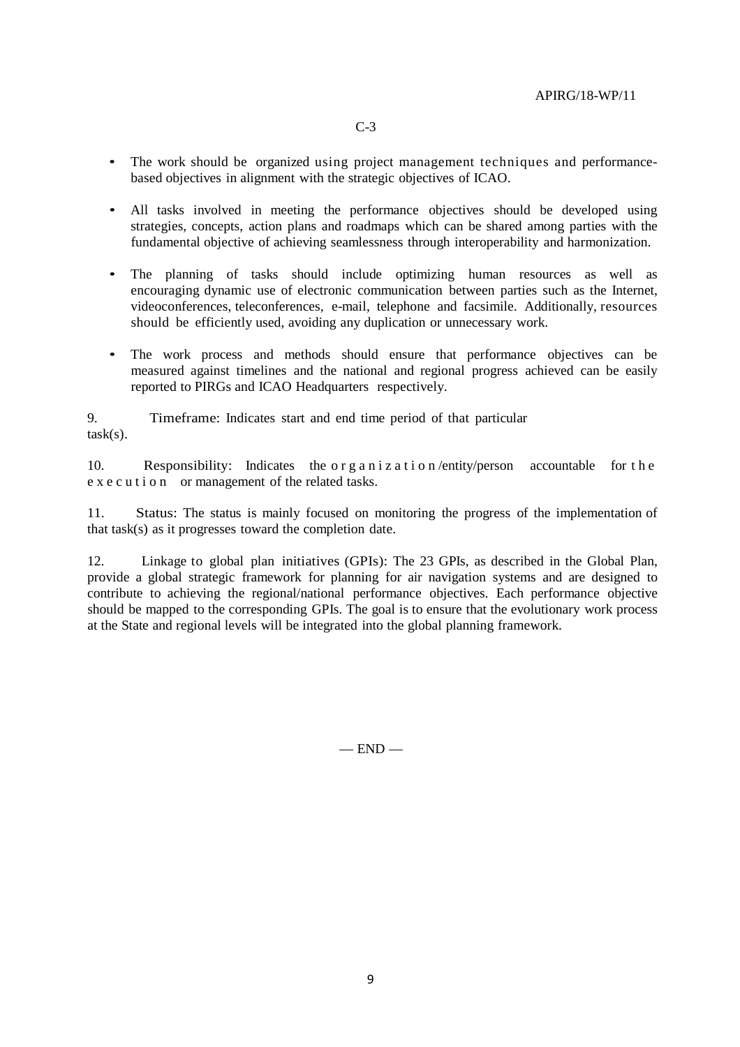- The work should be organized using project management techniques and performance-based objectives in alignment with the strategic objectives of ICAO.

- All tasks involved in meeting the performance objectives should be developed using strategies, concepts, action plans and roadmaps which can be shared among parties with the fundamental objective of achieving seamlessness through interoperability and harmonization.

- The planning of tasks should include optimizing human resources as well as encouraging dynamic use of electronic communication between parties such as the Internet, videoconferences, teleconferences, e-mail, telephone and facsimile. Additionally, resources should be efficiently used, avoiding any duplication or unnecessary work.

- The work process and methods should ensure that performance objectives can be measured against timelines and the national and regional progress achieved can be easily reported to PIRGs and ICAO Headquarters respectively.

9. Timeframe: Indicates start and end time period of that particular task(s).

10. Responsibility: Indicates the organization/entity/person accountable for the execution or management of the related tasks.

11. Status: The status is mainly focused on monitoring the progress of the implementation of that task(s) as it progresses toward the completion date.

12. Linkage to global plan initiatives (GPIs): The 23 GPIs, as described in the Global Plan, provide a global strategic framework for planning for air navigation systems and are designed to contribute to achieving the regional/national performance objectives. Each performance objective should be mapped to the corresponding GPIs. The goal is to ensure that the evolutionary work process at the State and regional levels will be integrated into the global planning framework.

— END —